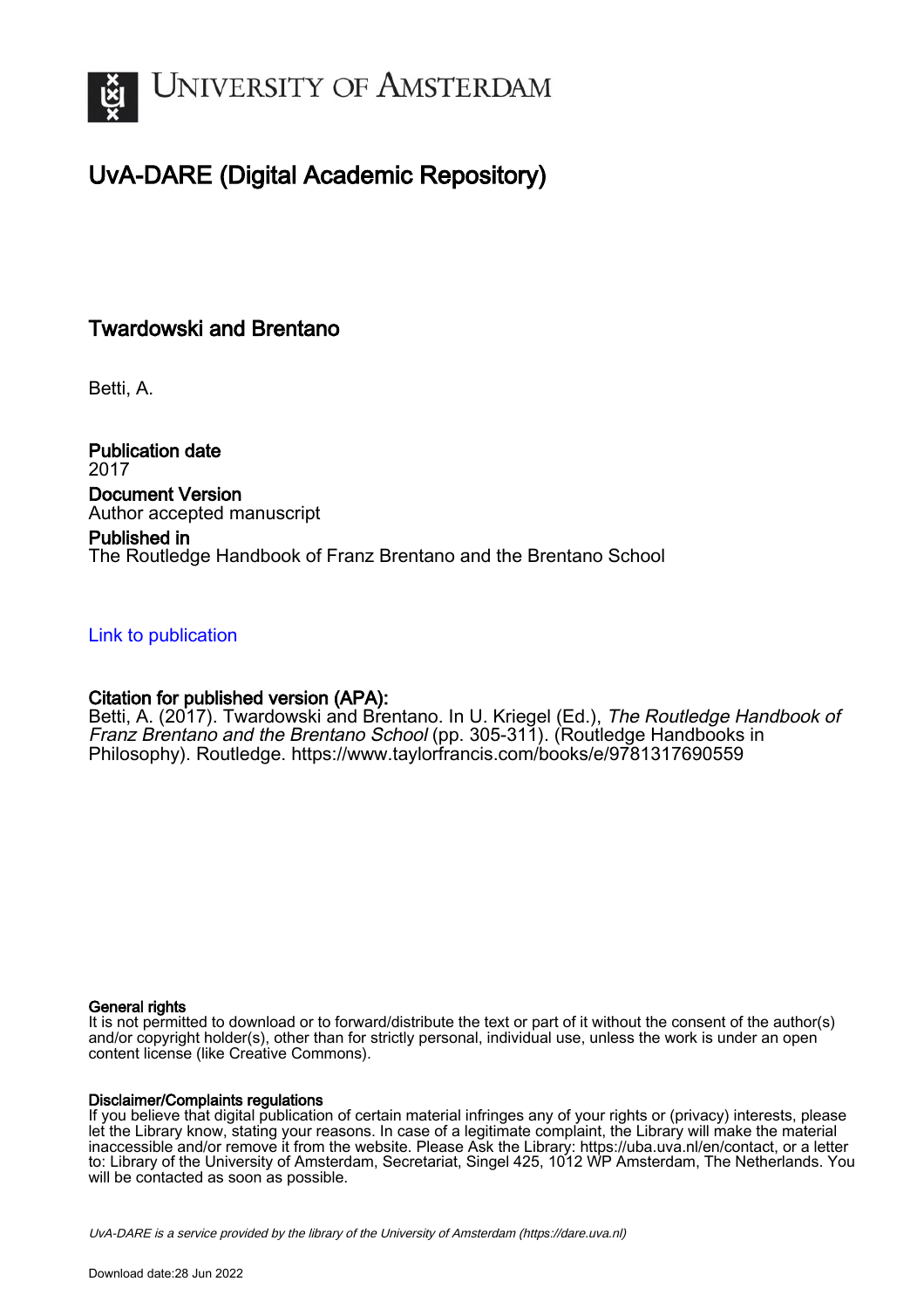# UvA-DARE (Digital Academic Repository)

## Twardowski and Brentano

Betti, A.

**Publication date**
2017

**Document Version**
Author accepted manuscript

**Published in**
The Routledge Handbook of Franz Brentano and the Brentano School

Link to publication

**Citation for published version (APA):**
Betti, A. (2017). Twardowski and Brentano. In U. Kriegel (Ed.), *The Routledge Handbook of Franz Brentano and the Brentano School* (pp. 305-311). (Routledge Handbooks in Philosophy). Routledge. https://www.taylorfrancis.com/books/e/9781317690559

**General rights**
It is not permitted to download or to forward/distribute the text or part of it without the consent of the author(s) and/or copyright holder(s), other than for strictly personal, individual use, unless the work is under an open content license (like Creative Commons).

**Disclaimer/Complaints regulations**
If you believe that digital publication of certain material infringes any of your rights or (privacy) interests, please let the Library know, stating your reasons. In case of a legitimate complaint, the Library will make the material inaccessible and/or remove it from the website. Please Ask the Library: https://uba.uva.nl/en/contact, or a letter to: Library of the University of Amsterdam, Secretariat, Singel 425, 1012 WP Amsterdam, The Netherlands. You will be contacted as soon as possible.

UvA-DARE is a service provided by the library of the University of Amsterdam (https://dare.uva.nl)

Download date:28 Jun 2022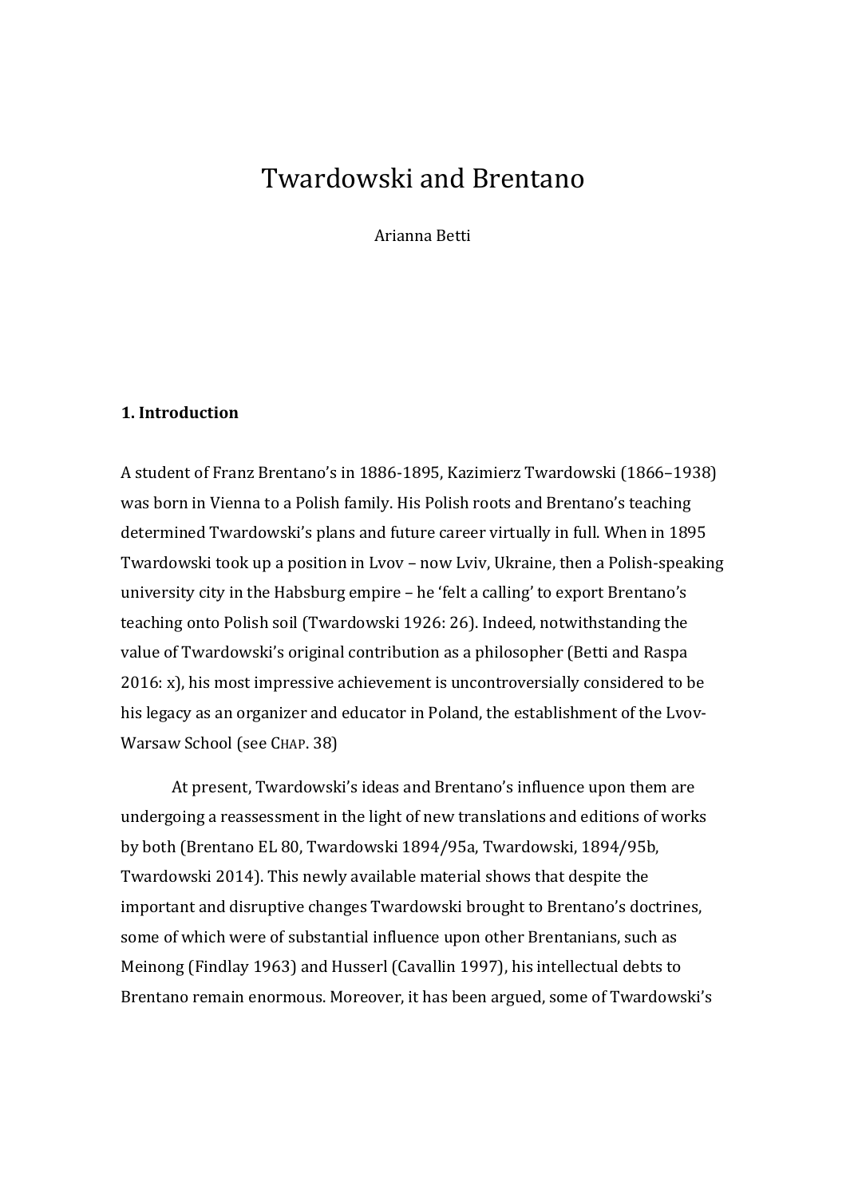# Twardowski and Brentano

Arianna Betti

## 1. Introduction

A student of Franz Brentano's in 1886-1895, Kazimierz Twardowski (1866–1938) was born in Vienna to a Polish family. His Polish roots and Brentano's teaching determined Twardowski's plans and future career virtually in full. When in 1895 Twardowski took up a position in Lvov – now Lviv, Ukraine, then a Polish-speaking university city in the Habsburg empire – he 'felt a calling' to export Brentano's teaching onto Polish soil (Twardowski 1926: 26). Indeed, notwithstanding the value of Twardowski's original contribution as a philosopher (Betti and Raspa 2016: x), his most impressive achievement is uncontroversially considered to be his legacy as an organizer and educator in Poland, the establishment of the Lvov-Warsaw School (see CHAP. 38)

At present, Twardowski's ideas and Brentano's influence upon them are undergoing a reassessment in the light of new translations and editions of works by both (Brentano EL 80, Twardowski 1894/95a, Twardowski, 1894/95b, Twardowski 2014). This newly available material shows that despite the important and disruptive changes Twardowski brought to Brentano's doctrines, some of which were of substantial influence upon other Brentanians, such as Meinong (Findlay 1963) and Husserl (Cavallin 1997), his intellectual debts to Brentano remain enormous. Moreover, it has been argued, some of Twardowski's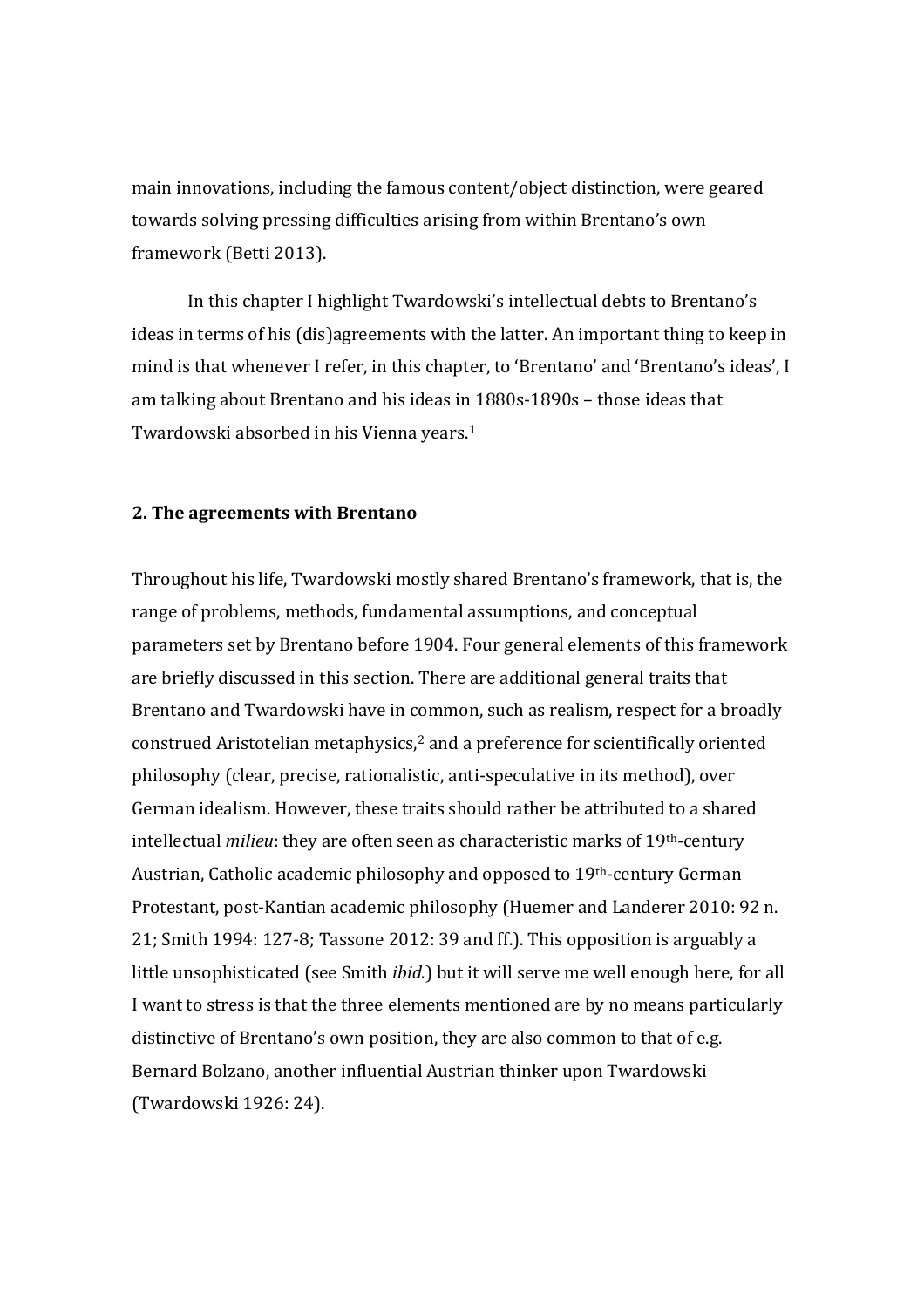main innovations, including the famous content/object distinction, were geared towards solving pressing difficulties arising from within Brentano's own framework (Betti 2013).

In this chapter I highlight Twardowski's intellectual debts to Brentano's ideas in terms of his (dis)agreements with the latter. An important thing to keep in mind is that whenever I refer, in this chapter, to 'Brentano' and 'Brentano's ideas', I am talking about Brentano and his ideas in 1880s-1890s – those ideas that Twardowski absorbed in his Vienna years.[1]

## 2. The agreements with Brentano

Throughout his life, Twardowski mostly shared Brentano's framework, that is, the range of problems, methods, fundamental assumptions, and conceptual parameters set by Brentano before 1904. Four general elements of this framework are briefly discussed in this section. There are additional general traits that Brentano and Twardowski have in common, such as realism, respect for a broadly construed Aristotelian metaphysics,[2] and a preference for scientifically oriented philosophy (clear, precise, rationalistic, anti-speculative in its method), over German idealism. However, these traits should rather be attributed to a shared intellectual *milieu*: they are often seen as characteristic marks of 19th-century Austrian, Catholic academic philosophy and opposed to 19th-century German Protestant, post-Kantian academic philosophy (Huemer and Landerer 2010: 92 n. 21; Smith 1994: 127-8; Tassone 2012: 39 and ff.). This opposition is arguably a little unsophisticated (see Smith *ibid.*) but it will serve me well enough here, for all I want to stress is that the three elements mentioned are by no means particularly distinctive of Brentano's own position, they are also common to that of e.g. Bernard Bolzano, another influential Austrian thinker upon Twardowski (Twardowski 1926: 24).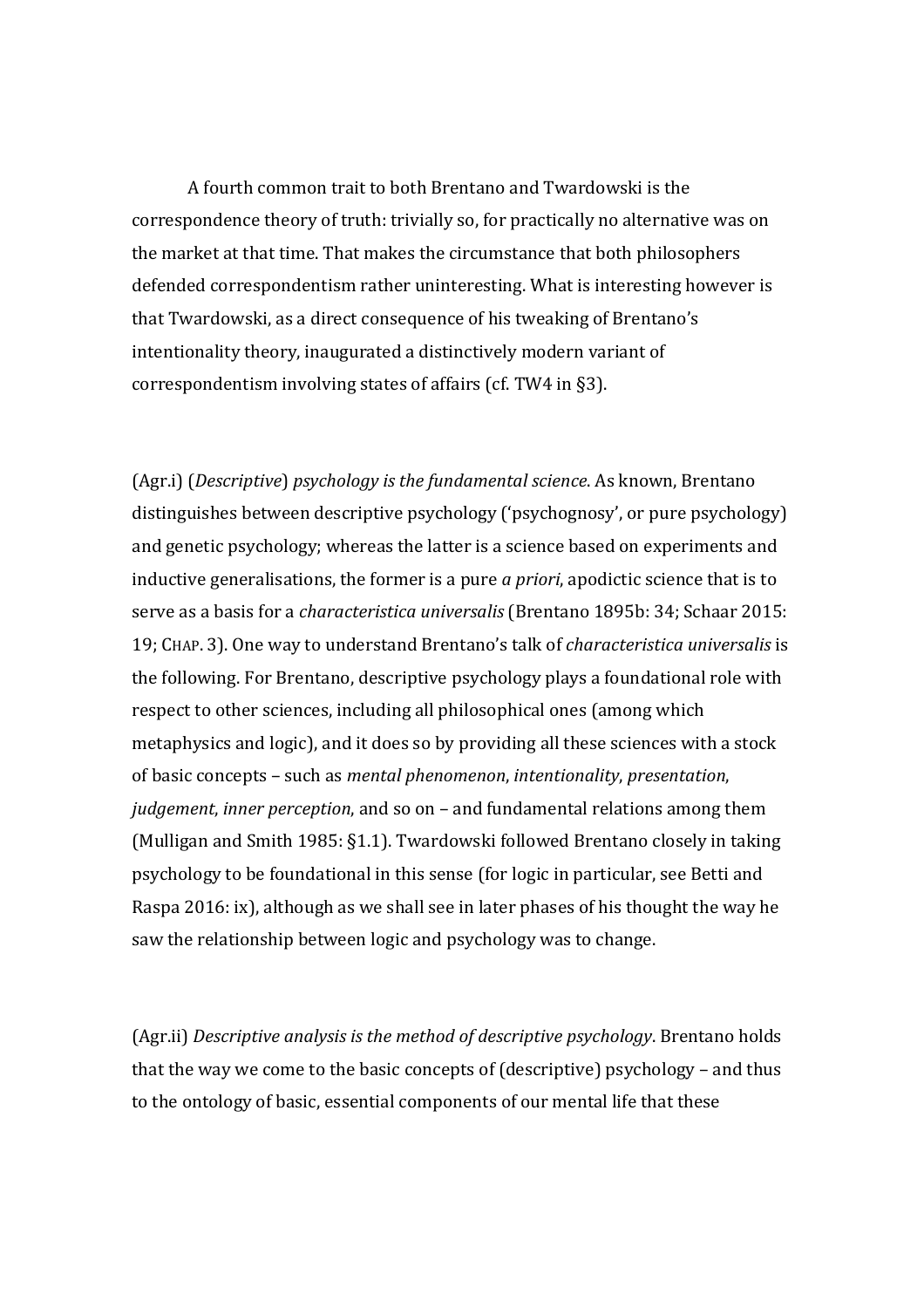A fourth common trait to both Brentano and Twardowski is the correspondence theory of truth: trivially so, for practically no alternative was on the market at that time. That makes the circumstance that both philosophers defended correspondentism rather uninteresting. What is interesting however is that Twardowski, as a direct consequence of his tweaking of Brentano's intentionality theory, inaugurated a distinctively modern variant of correspondentism involving states of affairs (cf. TW4 in §3).

(Agr.i) (*Descriptive*) *psychology is the fundamental science*. As known, Brentano distinguishes between descriptive psychology ('psychognosy', or pure psychology) and genetic psychology; whereas the latter is a science based on experiments and inductive generalisations, the former is a pure *a priori*, apodictic science that is to serve as a basis for a *characteristica universalis* (Brentano 1895b: 34; Schaar 2015: 19; CHAP. 3). One way to understand Brentano's talk of *characteristica universalis* is the following. For Brentano, descriptive psychology plays a foundational role with respect to other sciences, including all philosophical ones (among which metaphysics and logic), and it does so by providing all these sciences with a stock of basic concepts – such as *mental phenomenon*, *intentionality*, *presentation*, *judgement*, *inner perception*, and so on – and fundamental relations among them (Mulligan and Smith 1985: §1.1). Twardowski followed Brentano closely in taking psychology to be foundational in this sense (for logic in particular, see Betti and Raspa 2016: ix), although as we shall see in later phases of his thought the way he saw the relationship between logic and psychology was to change.

(Agr.ii) *Descriptive analysis is the method of descriptive psychology*. Brentano holds that the way we come to the basic concepts of (descriptive) psychology – and thus to the ontology of basic, essential components of our mental life that these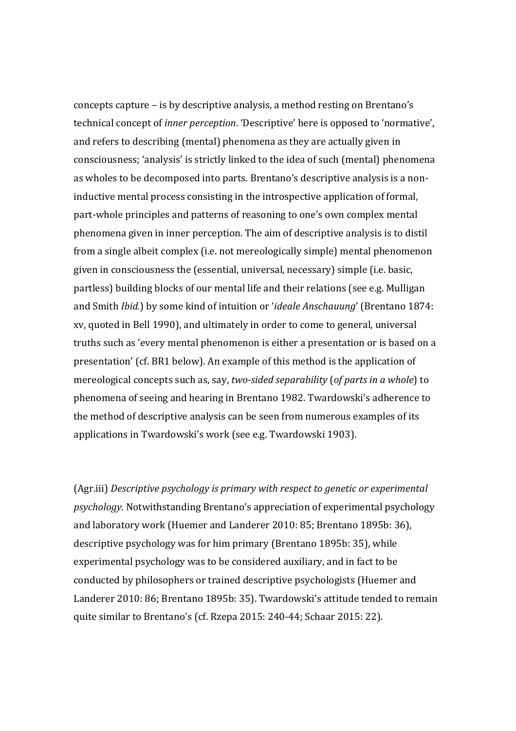concepts capture – is by descriptive analysis, a method resting on Brentano's technical concept of *inner perception*. 'Descriptive' here is opposed to 'normative', and refers to describing (mental) phenomena as they are actually given in consciousness; 'analysis' is strictly linked to the idea of such (mental) phenomena as wholes to be decomposed into parts. Brentano's descriptive analysis is a non-inductive mental process consisting in the introspective application of formal, part-whole principles and patterns of reasoning to one's own complex mental phenomena given in inner perception. The aim of descriptive analysis is to distil from a single albeit complex (i.e. not mereologically simple) mental phenomenon given in consciousness the (essential, universal, necessary) simple (i.e. basic, partless) building blocks of our mental life and their relations (see e.g. Mulligan and Smith *Ibid.*) by some kind of intuition or '*ideale Anschauung*' (Brentano 1874: xv, quoted in Bell 1990), and ultimately in order to come to general, universal truths such as 'every mental phenomenon is either a presentation or is based on a presentation' (cf. BR1 below). An example of this method is the application of mereological concepts such as, say, *two-sided separability* (*of parts in a whole*) to phenomena of seeing and hearing in Brentano 1982. Twardowski's adherence to the method of descriptive analysis can be seen from numerous examples of its applications in Twardowski's work (see e.g. Twardowski 1903).

(Agr.iii) *Descriptive psychology is primary with respect to genetic or experimental psychology*. Notwithstanding Brentano's appreciation of experimental psychology and laboratory work (Huemer and Landerer 2010: 85; Brentano 1895b: 36), descriptive psychology was for him primary (Brentano 1895b: 35), while experimental psychology was to be considered auxiliary, and in fact to be conducted by philosophers or trained descriptive psychologists (Huemer and Landerer 2010: 86; Brentano 1895b: 35). Twardowski's attitude tended to remain quite similar to Brentano's (cf. Rzepa 2015: 240-44; Schaar 2015: 22).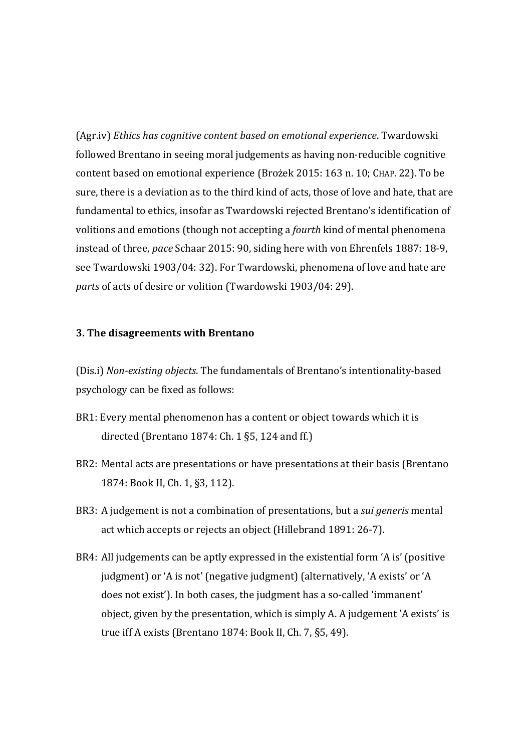(Agr.iv) *Ethics has cognitive content based on emotional experience*. Twardowski followed Brentano in seeing moral judgements as having non-reducible cognitive content based on emotional experience (Brożek 2015: 163 n. 10; CHAP. 22). To be sure, there is a deviation as to the third kind of acts, those of love and hate, that are fundamental to ethics, insofar as Twardowski rejected Brentano's identification of volitions and emotions (though not accepting a *fourth* kind of mental phenomena instead of three, *pace* Schaar 2015: 90, siding here with von Ehrenfels 1887: 18-9, see Twardowski 1903/04: 32). For Twardowski, phenomena of love and hate are *parts* of acts of desire or volition (Twardowski 1903/04: 29).

### 3. The disagreements with Brentano

(Dis.i) *Non-existing objects*. The fundamentals of Brentano's intentionality-based psychology can be fixed as follows:

BR1: Every mental phenomenon has a content or object towards which it is directed (Brentano 1874: Ch. 1 §5, 124 and ff.)

BR2: Mental acts are presentations or have presentations at their basis (Brentano 1874: Book II, Ch. 1, §3, 112).

BR3: A judgement is not a combination of presentations, but a *sui generis* mental act which accepts or rejects an object (Hillebrand 1891: 26-7).

BR4: All judgements can be aptly expressed in the existential form 'A is' (positive judgment) or 'A is not' (negative judgment) (alternatively, 'A exists' or 'A does not exist'). In both cases, the judgment has a so-called 'immanent' object, given by the presentation, which is simply A. A judgement 'A exists' is true iff A exists (Brentano 1874: Book II, Ch. 7, §5, 49).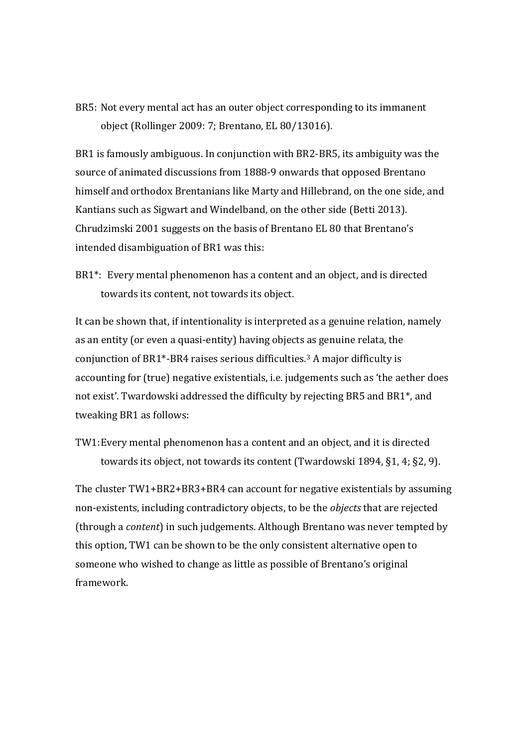BR5: Not every mental act has an outer object corresponding to its immanent object (Rollinger 2009: 7; Brentano, EL 80/13016).

BR1 is famously ambiguous. In conjunction with BR2-BR5, its ambiguity was the source of animated discussions from 1888-9 onwards that opposed Brentano himself and orthodox Brentanians like Marty and Hillebrand, on the one side, and Kantians such as Sigwart and Windelband, on the other side (Betti 2013). Chrudzimski 2001 suggests on the basis of Brentano EL 80 that Brentano's intended disambiguation of BR1 was this:

BR1*: Every mental phenomenon has a content and an object, and is directed towards its content, not towards its object.

It can be shown that, if intentionality is interpreted as a genuine relation, namely as an entity (or even a quasi-entity) having objects as genuine relata, the conjunction of BR1*-BR4 raises serious difficulties.[3] A major difficulty is accounting for (true) negative existentials, i.e. judgements such as 'the aether does not exist'. Twardowski addressed the difficulty by rejecting BR5 and BR1*, and tweaking BR1 as follows:

TW1: Every mental phenomenon has a content and an object, and it is directed towards its object, not towards its content (Twardowski 1894, §1, 4; §2, 9).

The cluster TW1+BR2+BR3+BR4 can account for negative existentials by assuming non-existents, including contradictory objects, to be the *objects* that are rejected (through a *content*) in such judgements. Although Brentano was never tempted by this option, TW1 can be shown to be the only consistent alternative open to someone who wished to change as little as possible of Brentano's original framework.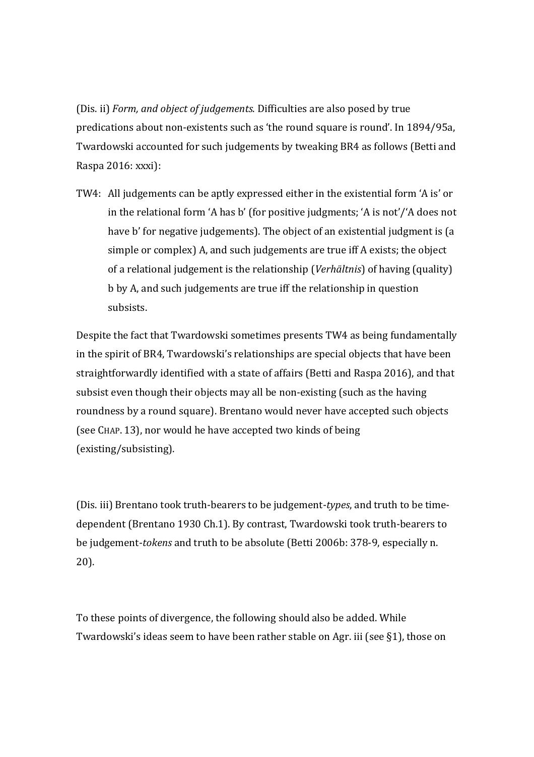(Dis. ii) *Form, and object of judgements*. Difficulties are also posed by true predications about non-existents such as ‘the round square is round’. In 1894/95a, Twardowski accounted for such judgements by tweaking BR4 as follows (Betti and Raspa 2016: xxxi):

TW4: All judgements can be aptly expressed either in the existential form ‘A is’ or in the relational form ‘A has b’ (for positive judgments; ‘A is not’/‘A does not have b’ for negative judgements). The object of an existential judgment is (a simple or complex) A, and such judgements are true iff A exists; the object of a relational judgement is the relationship (*Verhältnis*) of having (quality) b by A, and such judgements are true iff the relationship in question subsists.

Despite the fact that Twardowski sometimes presents TW4 as being fundamentally in the spirit of BR4, Twardowski’s relationships are special objects that have been straightforwardly identified with a state of affairs (Betti and Raspa 2016), and that subsist even though their objects may all be non-existing (such as the having roundness by a round square). Brentano would never have accepted such objects (see CHAP. 13), nor would he have accepted two kinds of being (existing/subsisting).

(Dis. iii) Brentano took truth-bearers to be judgement-*types*, and truth to be time-dependent (Brentano 1930 Ch.1). By contrast, Twardowski took truth-bearers to be judgement-*tokens* and truth to be absolute (Betti 2006b: 378-9, especially n. 20).

To these points of divergence, the following should also be added. While Twardowski’s ideas seem to have been rather stable on Agr. iii (see §1), those on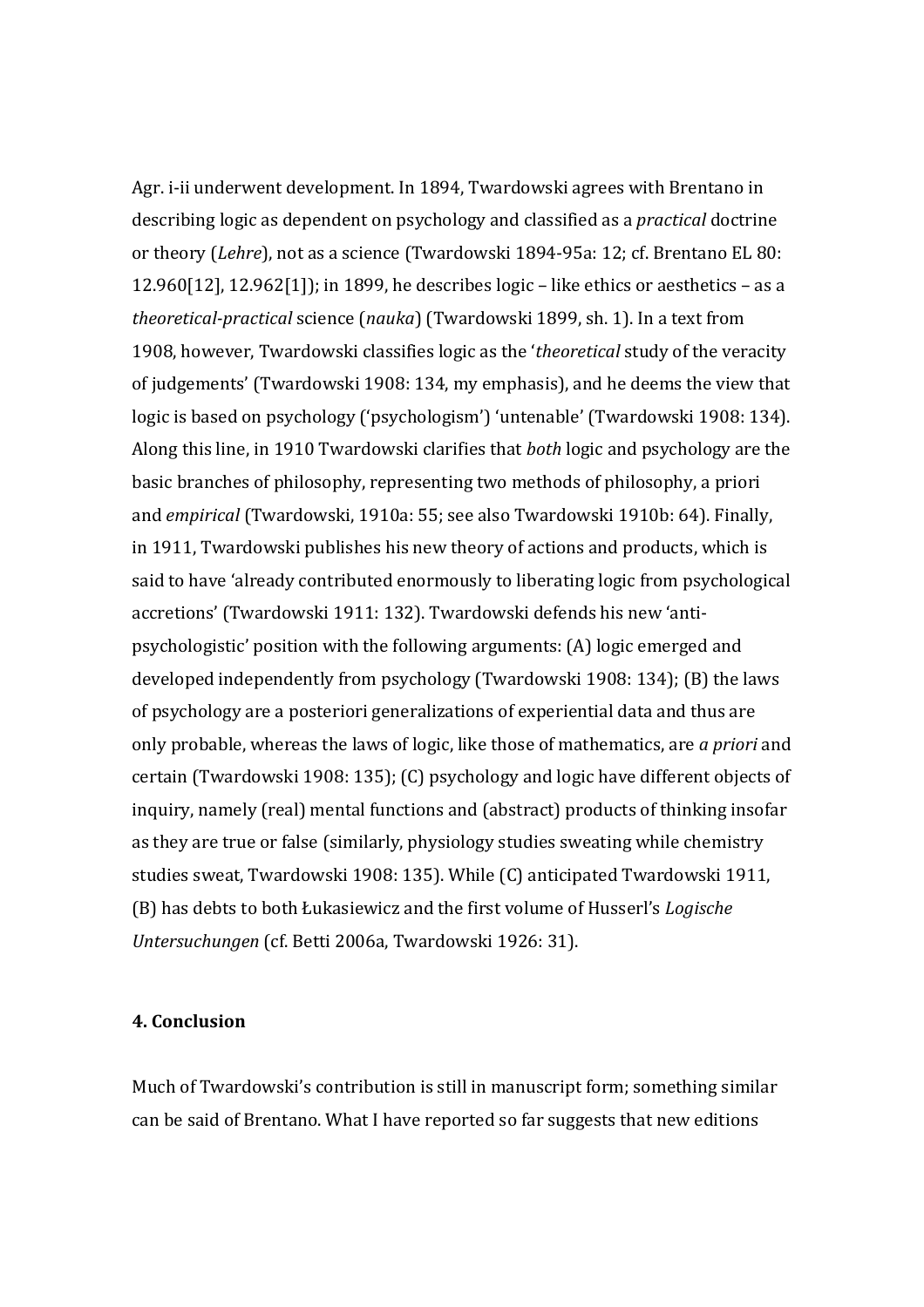Agr. i-ii underwent development. In 1894, Twardowski agrees with Brentano in describing logic as dependent on psychology and classified as a *practical* doctrine or theory (*Lehre*), not as a science (Twardowski 1894-95a: 12; cf. Brentano EL 80: 12.960[12], 12.962[1]); in 1899, he describes logic – like ethics or aesthetics – as a *theoretical-practical* science (*nauka*) (Twardowski 1899, sh. 1). In a text from 1908, however, Twardowski classifies logic as the '*theoretical* study of the veracity of judgements' (Twardowski 1908: 134, my emphasis), and he deems the view that logic is based on psychology ('psychologism') 'untenable' (Twardowski 1908: 134). Along this line, in 1910 Twardowski clarifies that *both* logic and psychology are the basic branches of philosophy, representing two methods of philosophy, a priori and *empirical* (Twardowski, 1910a: 55; see also Twardowski 1910b: 64). Finally, in 1911, Twardowski publishes his new theory of actions and products, which is said to have 'already contributed enormously to liberating logic from psychological accretions' (Twardowski 1911: 132). Twardowski defends his new 'anti-psychologistic' position with the following arguments: (A) logic emerged and developed independently from psychology (Twardowski 1908: 134); (B) the laws of psychology are a posteriori generalizations of experiential data and thus are only probable, whereas the laws of logic, like those of mathematics, are *a priori* and certain (Twardowski 1908: 135); (C) psychology and logic have different objects of inquiry, namely (real) mental functions and (abstract) products of thinking insofar as they are true or false (similarly, physiology studies sweating while chemistry studies sweat, Twardowski 1908: 135). While (C) anticipated Twardowski 1911, (B) has debts to both Łukasiewicz and the first volume of Husserl's *Logische Untersuchungen* (cf. Betti 2006a, Twardowski 1926: 31).

## 4. Conclusion

Much of Twardowski's contribution is still in manuscript form; something similar can be said of Brentano. What I have reported so far suggests that new editions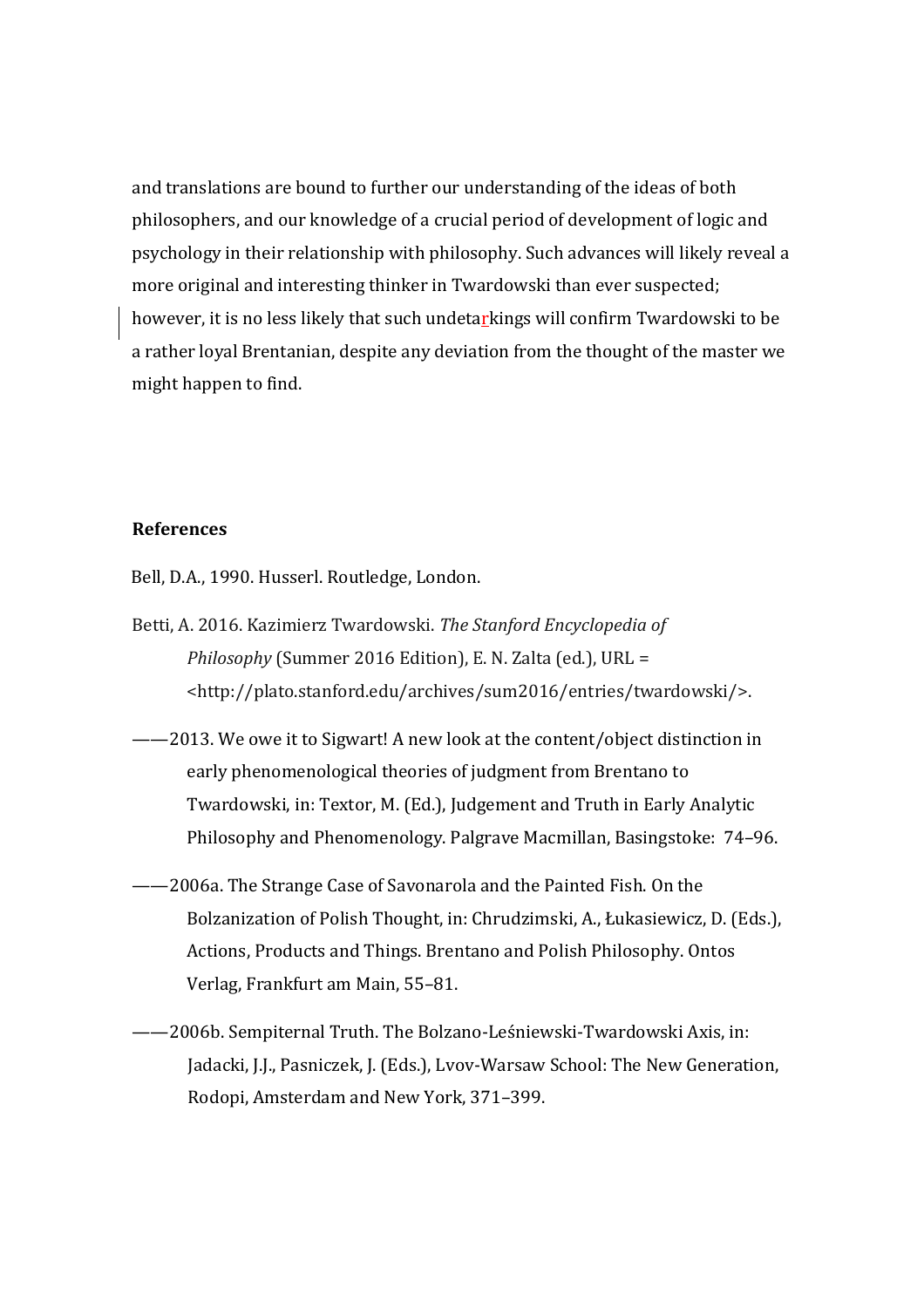and translations are bound to further our understanding of the ideas of both philosophers, and our knowledge of a crucial period of development of logic and psychology in their relationship with philosophy. Such advances will likely reveal a more original and interesting thinker in Twardowski than ever suspected; however, it is no less likely that such undetarkings will confirm Twardowski to be a rather loyal Brentanian, despite any deviation from the thought of the master we might happen to find.

**References**

Bell, D.A., 1990. Husserl. Routledge, London.

Betti, A. 2016. Kazimierz Twardowski. *The Stanford Encyclopedia of Philosophy* (Summer 2016 Edition), E. N. Zalta (ed.), URL = <http://plato.stanford.edu/archives/sum2016/entries/twardowski/>.

——2013. We owe it to Sigwart! A new look at the content/object distinction in early phenomenological theories of judgment from Brentano to Twardowski, in: Textor, M. (Ed.), Judgement and Truth in Early Analytic Philosophy and Phenomenology. Palgrave Macmillan, Basingstoke: 74–96.

——2006a. The Strange Case of Savonarola and the Painted Fish. On the Bolzanization of Polish Thought, in: Chrudzimski, A., Łukasiewicz, D. (Eds.), Actions, Products and Things. Brentano and Polish Philosophy. Ontos Verlag, Frankfurt am Main, 55–81.

——2006b. Sempiternal Truth. The Bolzano-Leśniewski-Twardowski Axis, in: Jadacki, J.J., Pasniczek, J. (Eds.), Lvov-Warsaw School: The New Generation, Rodopi, Amsterdam and New York, 371–399.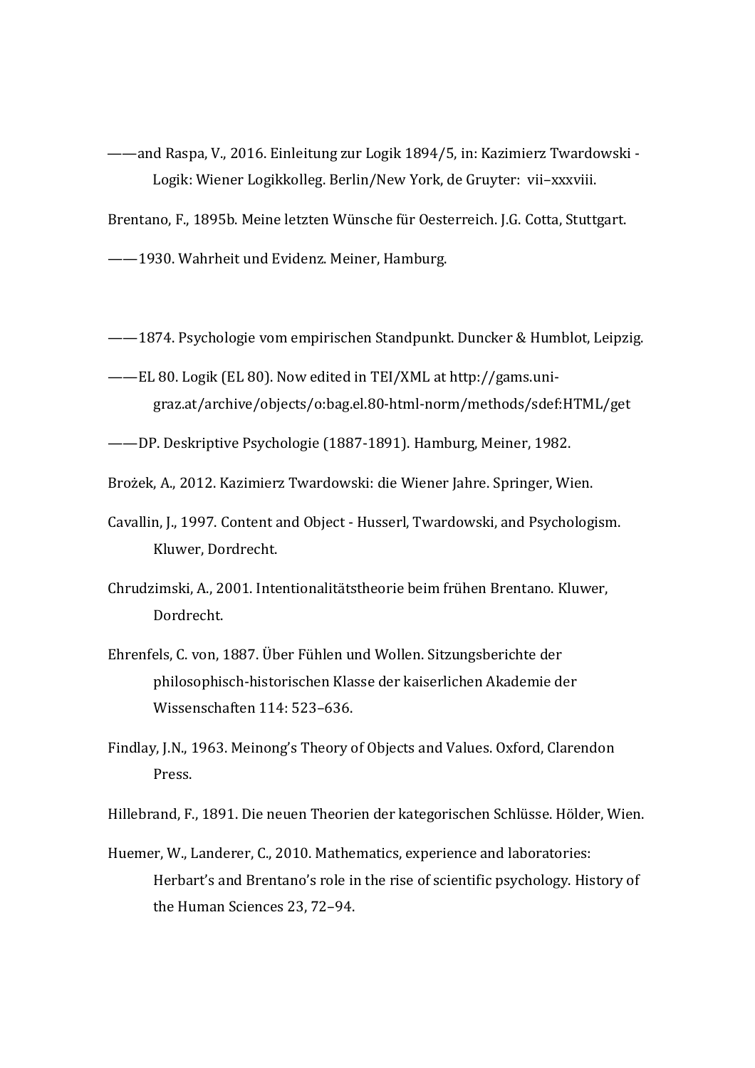——and Raspa, V., 2016. Einleitung zur Logik 1894/5, in: Kazimierz Twardowski - Logik: Wiener Logikkolleg. Berlin/New York, de Gruyter: vii–xxxviii.

Brentano, F., 1895b. Meine letzten Wünsche für Oesterreich. J.G. Cotta, Stuttgart.

——1930. Wahrheit und Evidenz. Meiner, Hamburg.

——1874. Psychologie vom empirischen Standpunkt. Duncker & Humblot, Leipzig.

——EL 80. Logik (EL 80). Now edited in TEI/XML at http://gams.uni-graz.at/archive/objects/o:bag.el.80-html-norm/methods/sdef:HTML/get

——DP. Deskriptive Psychologie (1887-1891). Hamburg, Meiner, 1982.

Brożek, A., 2012. Kazimierz Twardowski: die Wiener Jahre. Springer, Wien.

Cavallin, J., 1997. Content and Object - Husserl, Twardowski, and Psychologism. Kluwer, Dordrecht.

Chrudzimski, A., 2001. Intentionalitätstheorie beim frühen Brentano. Kluwer, Dordrecht.

Ehrenfels, C. von, 1887. Über Fühlen und Wollen. Sitzungsberichte der philosophisch-historischen Klasse der kaiserlichen Akademie der Wissenschaften 114: 523–636.

Findlay, J.N., 1963. Meinong's Theory of Objects and Values. Oxford, Clarendon Press.

Hillebrand, F., 1891. Die neuen Theorien der kategorischen Schlüsse. Hölder, Wien.

Huemer, W., Landerer, C., 2010. Mathematics, experience and laboratories: Herbart's and Brentano's role in the rise of scientific psychology. History of the Human Sciences 23, 72–94.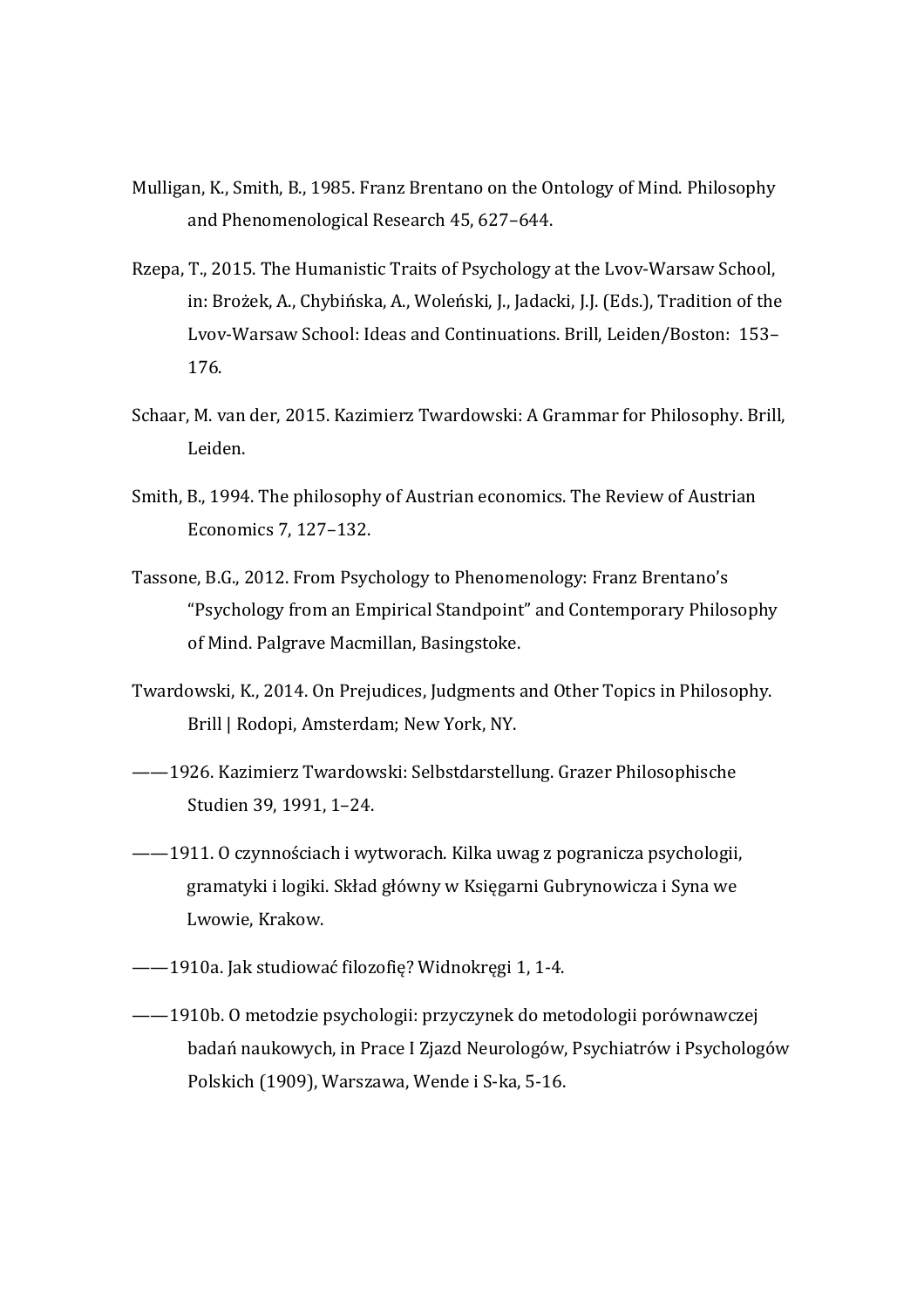Mulligan, K., Smith, B., 1985. Franz Brentano on the Ontology of Mind. Philosophy and Phenomenological Research 45, 627–644.

Rzepa, T., 2015. The Humanistic Traits of Psychology at the Lvov-Warsaw School, in: Brożek, A., Chybińska, A., Woleński, J., Jadacki, J.J. (Eds.), Tradition of the Lvov-Warsaw School: Ideas and Continuations. Brill, Leiden/Boston: 153–176.

Schaar, M. van der, 2015. Kazimierz Twardowski: A Grammar for Philosophy. Brill, Leiden.

Smith, B., 1994. The philosophy of Austrian economics. The Review of Austrian Economics 7, 127–132.

Tassone, B.G., 2012. From Psychology to Phenomenology: Franz Brentano's "Psychology from an Empirical Standpoint" and Contemporary Philosophy of Mind. Palgrave Macmillan, Basingstoke.

Twardowski, K., 2014. On Prejudices, Judgments and Other Topics in Philosophy. Brill | Rodopi, Amsterdam; New York, NY.

——1926. Kazimierz Twardowski: Selbstdarstellung. Grazer Philosophische Studien 39, 1991, 1–24.

——1911. O czynnościach i wytworach. Kilka uwag z pogranicza psychologii, gramatyki i logiki. Skład główny w Księgarni Gubrynowicza i Syna we Lwowie, Krakow.

——1910a. Jak studiować filozofię? Widnokręgi 1, 1-4.

——1910b. O metodzie psychologii: przyczynek do metodologii porównawczej badań naukowych, in Prace I Zjazd Neurologów, Psychiatrów i Psychologów Polskich (1909), Warszawa, Wende i S-ka, 5-16.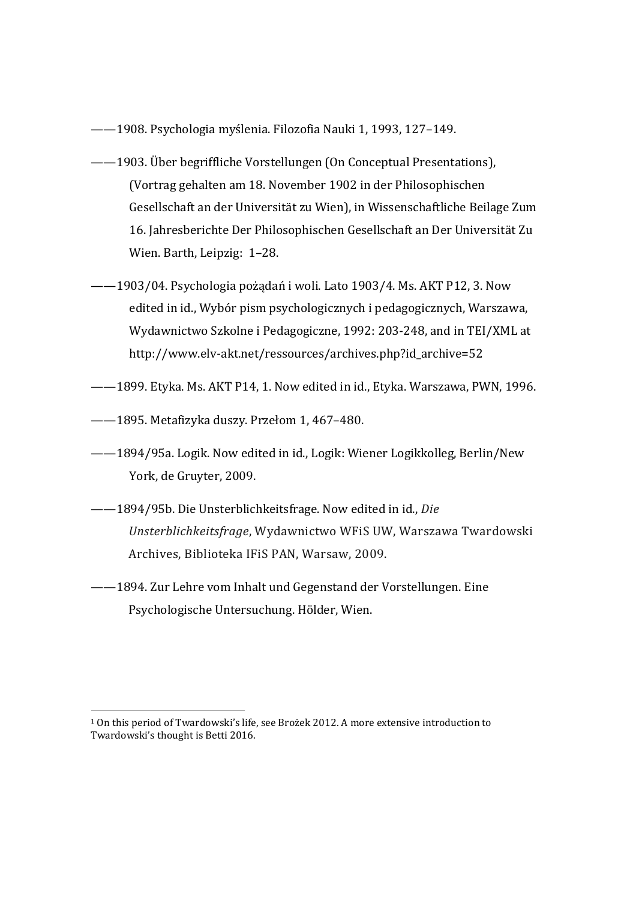——1908. Psychologia myślenia. Filozofia Nauki 1, 1993, 127–149.

——1903. Über begriffliche Vorstellungen (On Conceptual Presentations), (Vortrag gehalten am 18. November 1902 in der Philosophischen Gesellschaft an der Universität zu Wien), in Wissenschaftliche Beilage Zum 16. Jahresberichte Der Philosophischen Gesellschaft an Der Universität Zu Wien. Barth, Leipzig: 1–28.

——1903/04. Psychologia pożądań i woli. Lato 1903/4. Ms. AKT P12, 3. Now edited in id., Wybór pism psychologicznych i pedagogicznych, Warszawa, Wydawnictwo Szkolne i Pedagogiczne, 1992: 203-248, and in TEI/XML at http://www.elv-akt.net/ressources/archives.php?id_archive=52

——1899. Etyka. Ms. AKT P14, 1. Now edited in id., Etyka. Warszawa, PWN, 1996.

——1895. Metafizyka duszy. Przełom 1, 467–480.

——1894/95a. Logik. Now edited in id., Logik: Wiener Logikkolleg, Berlin/New York, de Gruyter, 2009.

——1894/95b. Die Unsterblichkeitsfrage. Now edited in id., *Die Unsterblichkeitsfrage*, Wydawnictwo WFiS UW, Warszawa Twardowski Archives, Biblioteka IFiS PAN, Warsaw, 2009.

——1894. Zur Lehre vom Inhalt und Gegenstand der Vorstellungen. Eine Psychologische Untersuchung. Hölder, Wien.

---

[1] On this period of Twardowski's life, see Brożek 2012. A more extensive introduction to Twardowski's thought is Betti 2016.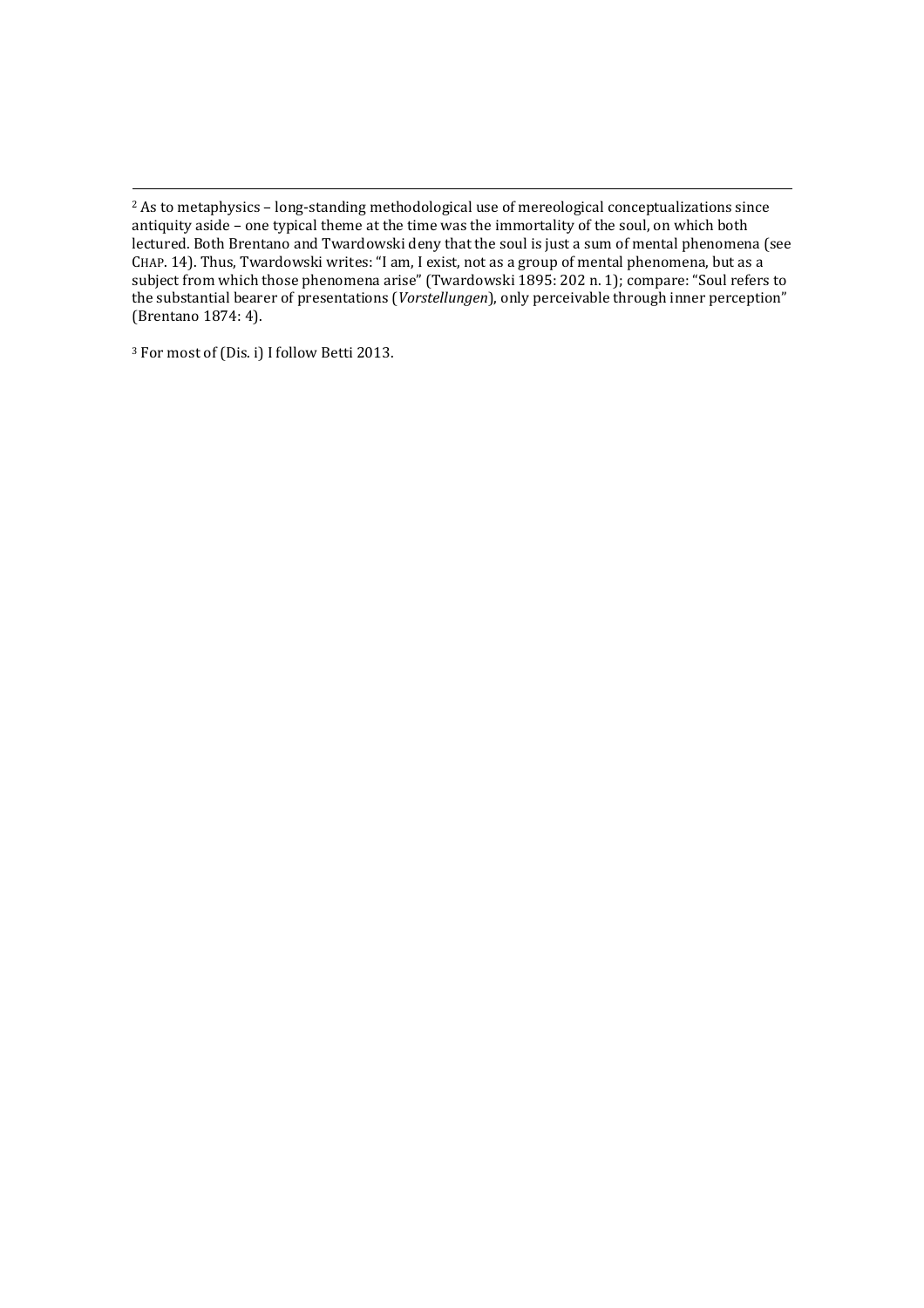[2] As to metaphysics – long-standing methodological use of mereological conceptualizations since antiquity aside – one typical theme at the time was the immortality of the soul, on which both lectured. Both Brentano and Twardowski deny that the soul is just a sum of mental phenomena (see CHAP. 14). Thus, Twardowski writes: "I am, I exist, not as a group of mental phenomena, but as a subject from which those phenomena arise" (Twardowski 1895: 202 n. 1); compare: "Soul refers to the substantial bearer of presentations (*Vorstellungen*), only perceivable through inner perception" (Brentano 1874: 4).

[3] For most of (Dis. i) I follow Betti 2013.